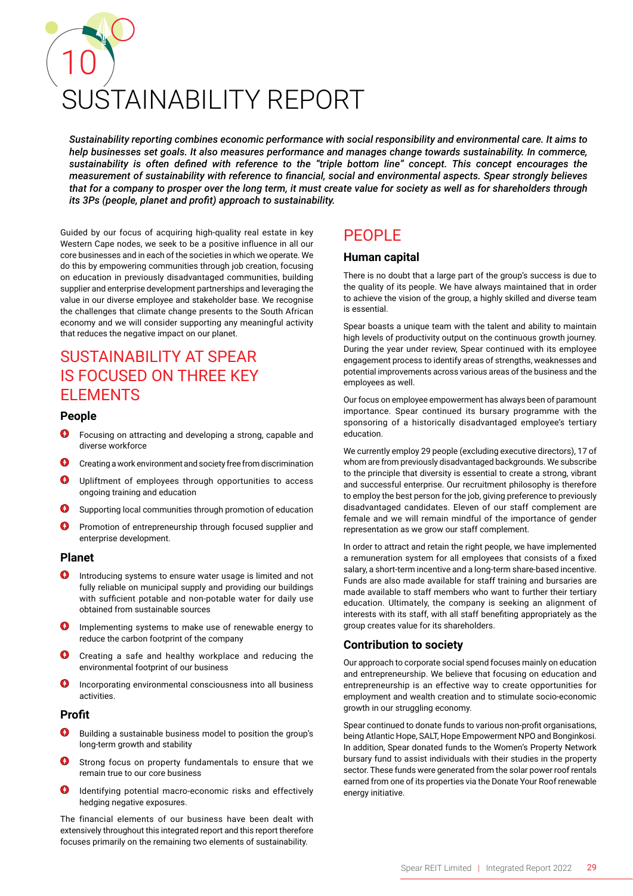# 10 SUSTAINABILITY REPORT

***Sustainability reporting combines economic performance with social responsibility and environmental care. It aims to help businesses set goals. It also measures performance and manages change towards sustainability. In commerce, sustainability is often defined with reference to the "triple bottom line" concept. This concept encourages the measurement of sustainability with reference to financial, social and environmental aspects. Spear strongly believes that for a company to prosper over the long term, it must create value for society as well as for shareholders through its 3Ps (people, planet and profit) approach to sustainability.***

Guided by our focus of acquiring high-quality real estate in key Western Cape nodes, we seek to be a positive influence in all our core businesses and in each of the societies in which we operate. We do this by empowering communities through job creation, focusing on education in previously disadvantaged communities, building supplier and enterprise development partnerships and leveraging the value in our diverse employee and stakeholder base. We recognise the challenges that climate change presents to the South African economy and we will consider supporting any meaningful activity that reduces the negative impact on our planet.

## SUSTAINABILITY AT SPEAR IS FOCUSED ON THREE KEY ELEMENTS

### People

- Focusing on attracting and developing a strong, capable and diverse workforce
- Creating a work environment and society free from discrimination
- Upliftment of employees through opportunities to access ongoing training and education
- Supporting local communities through promotion of education
- Promotion of entrepreneurship through focused supplier and enterprise development.

### Planet

- Introducing systems to ensure water usage is limited and not fully reliable on municipal supply and providing our buildings with sufficient potable and non-potable water for daily use obtained from sustainable sources
- Implementing systems to make use of renewable energy to reduce the carbon footprint of the company
- Creating a safe and healthy workplace and reducing the environmental footprint of our business
- Incorporating environmental consciousness into all business activities.

### Profit

- Building a sustainable business model to position the group's long-term growth and stability
- Strong focus on property fundamentals to ensure that we remain true to our core business
- Identifying potential macro-economic risks and effectively hedging negative exposures.

The financial elements of our business have been dealt with extensively throughout this integrated report and this report therefore focuses primarily on the remaining two elements of sustainability.

## PEOPLE

### Human capital

There is no doubt that a large part of the group's success is due to the quality of its people. We have always maintained that in order to achieve the vision of the group, a highly skilled and diverse team is essential.

Spear boasts a unique team with the talent and ability to maintain high levels of productivity output on the continuous growth journey. During the year under review, Spear continued with its employee engagement process to identify areas of strengths, weaknesses and potential improvements across various areas of the business and the employees as well.

Our focus on employee empowerment has always been of paramount importance. Spear continued its bursary programme with the sponsoring of a historically disadvantaged employee's tertiary education.

We currently employ 29 people (excluding executive directors), 17 of whom are from previously disadvantaged backgrounds. We subscribe to the principle that diversity is essential to create a strong, vibrant and successful enterprise. Our recruitment philosophy is therefore to employ the best person for the job, giving preference to previously disadvantaged candidates. Eleven of our staff complement are female and we will remain mindful of the importance of gender representation as we grow our staff complement.

In order to attract and retain the right people, we have implemented a remuneration system for all employees that consists of a fixed salary, a short-term incentive and a long-term share-based incentive. Funds are also made available for staff training and bursaries are made available to staff members who want to further their tertiary education. Ultimately, the company is seeking an alignment of interests with its staff, with all staff benefiting appropriately as the group creates value for its shareholders.

### Contribution to society

Our approach to corporate social spend focuses mainly on education and entrepreneurship. We believe that focusing on education and entrepreneurship is an effective way to create opportunities for employment and wealth creation and to stimulate socio-economic growth in our struggling economy.

Spear continued to donate funds to various non-profit organisations, being Atlantic Hope, SALT, Hope Empowerment NPO and Bonginkosi. In addition, Spear donated funds to the Women's Property Network bursary fund to assist individuals with their studies in the property sector. These funds were generated from the solar power roof rentals earned from one of its properties via the Donate Your Roof renewable energy initiative.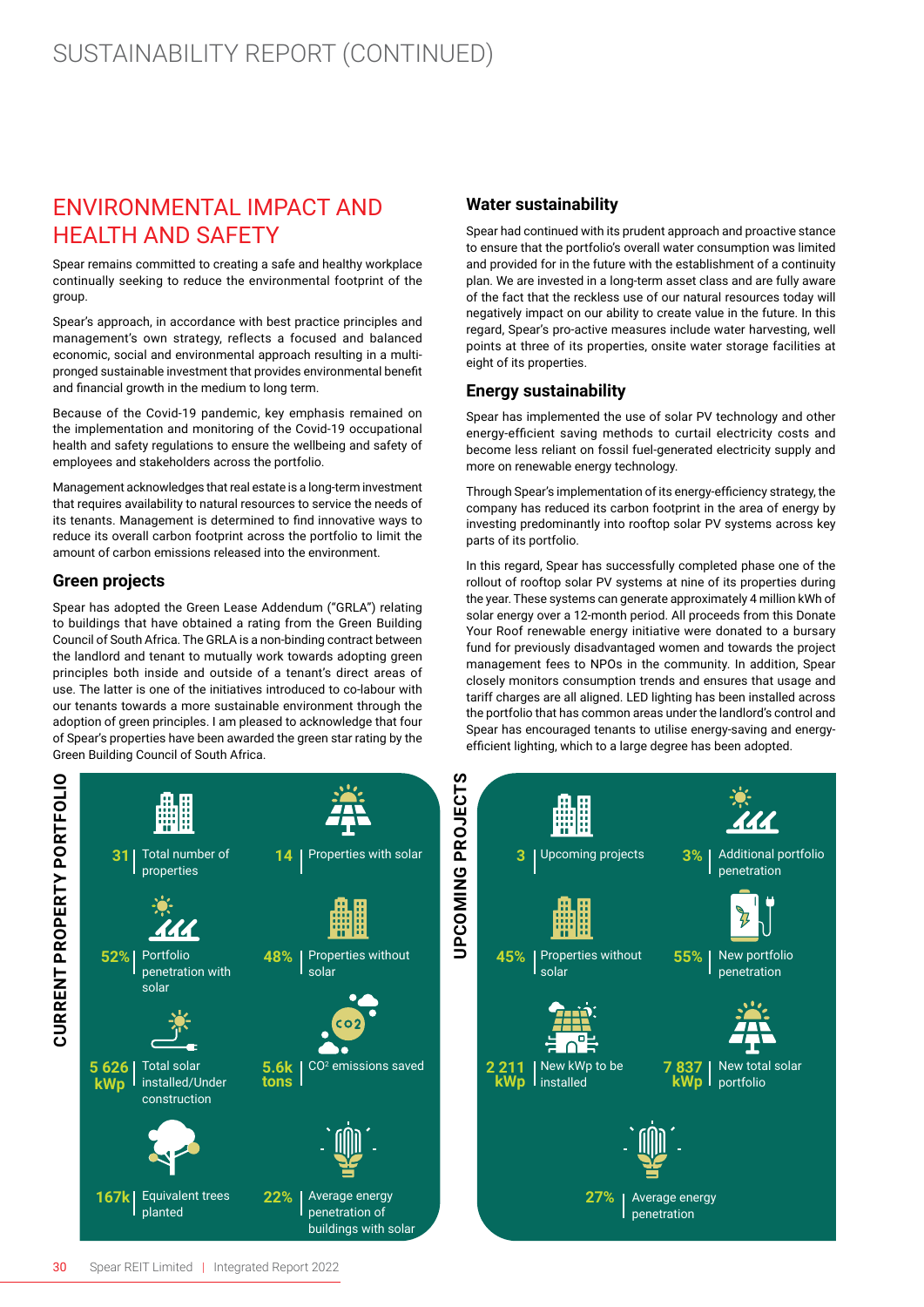# SUSTAINABILITY REPORT (CONTINUED)

## ENVIRONMENTAL IMPACT AND HEALTH AND SAFETY

Spear remains committed to creating a safe and healthy workplace continually seeking to reduce the environmental footprint of the group.

Spear's approach, in accordance with best practice principles and management's own strategy, reflects a focused and balanced economic, social and environmental approach resulting in a multi-pronged sustainable investment that provides environmental benefit and financial growth in the medium to long term.

Because of the Covid-19 pandemic, key emphasis remained on the implementation and monitoring of the Covid-19 occupational health and safety regulations to ensure the wellbeing and safety of employees and stakeholders across the portfolio.

Management acknowledges that real estate is a long-term investment that requires availability to natural resources to service the needs of its tenants. Management is determined to find innovative ways to reduce its overall carbon footprint across the portfolio to limit the amount of carbon emissions released into the environment.

### Green projects

Spear has adopted the Green Lease Addendum ("GRLA") relating to buildings that have obtained a rating from the Green Building Council of South Africa. The GRLA is a non-binding contract between the landlord and tenant to mutually work towards adopting green principles both inside and outside of a tenant's direct areas of use. The latter is one of the initiatives introduced to co-labour with our tenants towards a more sustainable environment through the adoption of green principles. I am pleased to acknowledge that four of Spear's properties have been awarded the green star rating by the Green Building Council of South Africa.

### Water sustainability

Spear had continued with its prudent approach and proactive stance to ensure that the portfolio's overall water consumption was limited and provided for in the future with the establishment of a continuity plan. We are invested in a long-term asset class and are fully aware of the fact that the reckless use of our natural resources today will negatively impact on our ability to create value in the future. In this regard, Spear's pro-active measures include water harvesting, well points at three of its properties, onsite water storage facilities at eight of its properties.

### Energy sustainability

Spear has implemented the use of solar PV technology and other energy-efficient saving methods to curtail electricity costs and become less reliant on fossil fuel-generated electricity supply and more on renewable energy technology.

Through Spear's implementation of its energy-efficiency strategy, the company has reduced its carbon footprint in the area of energy by investing predominantly into rooftop solar PV systems across key parts of its portfolio.

In this regard, Spear has successfully completed phase one of the rollout of rooftop solar PV systems at nine of its properties during the year. These systems can generate approximately 4 million kWh of solar energy over a 12-month period. All proceeds from this Donate Your Roof renewable energy initiative were donated to a bursary fund for previously disadvantaged women and towards the project management fees to NPOs in the community. In addition, Spear closely monitors consumption trends and ensures that usage and tariff charges are all aligned. LED lighting has been installed across the portfolio that has common areas under the landlord's control and Spear has encouraged tenants to utilise energy-saving and energy-efficient lighting, which to a large degree has been adopted.

**CURRENT PROPERTY PORTFOLIO**

31 Total number of properties

14 Properties with solar

52% Portfolio penetration with solar

48% Properties without solar

5 626 kWp Total solar installed/Under construction

5.6k tons $CO_2$ emissions saved

167k Equivalent trees planted

22% Average energy penetration of buildings with solar

**UPCOMING PROJECTS**

3 Upcoming projects

3% Additional portfolio penetration

45% Properties without solar

55% New portfolio penetration

2 211 kWp New kWp to be installed

7 837 kWp New total solar portfolio

27% Average energy penetration